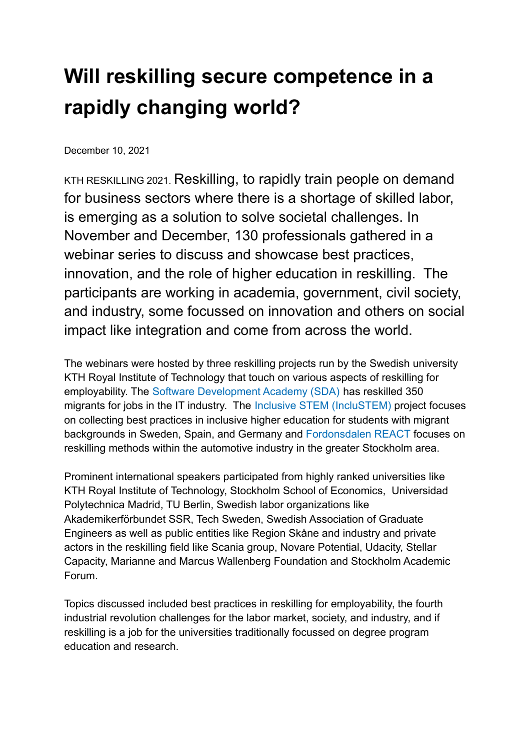# Will reskilling secure competence in a rapidly changing world?

December 10, 2021

KTH RESKILLING 2021. Reskilling, to rapidly train people on demand for business sectors where there is a shortage of skilled labor, is emerging as a solution to solve societal challenges. In November and December, 130 professionals gathered in a webinar series to discuss and showcase best practices, innovation, and the role of higher education in reskilling.  The participants are working in academia, government, civil society, and industry, some focussed on innovation and others on social impact like integration and come from across the world.

The webinars were hosted by three reskilling projects run by the Swedish university KTH Royal Institute of Technology that touch on various aspects of reskilling for employability. The Software Development Academy (SDA) has reskilled 350 migrants for jobs in the IT industry.  The Inclusive STEM (IncluSTEM) project focuses on collecting best practices in inclusive higher education for students with migrant backgrounds in Sweden, Spain, and Germany and Fordonsdalen REACT focuses on reskilling methods within the automotive industry in the greater Stockholm area.

Prominent international speakers participated from highly ranked universities like KTH Royal Institute of Technology, Stockholm School of Economics,  Universidad Polytechnica Madrid, TU Berlin, Swedish labor organizations like Akademikerförbundet SSR, Tech Sweden, Swedish Association of Graduate Engineers as well as public entities like Region Skåne and industry and private actors in the reskilling field like Scania group, Novare Potential, Udacity, Stellar Capacity, Marianne and Marcus Wallenberg Foundation and Stockholm Academic Forum.

Topics discussed included best practices in reskilling for employability, the fourth industrial revolution challenges for the labor market, society, and industry, and if reskilling is a job for the universities traditionally focussed on degree program education and research.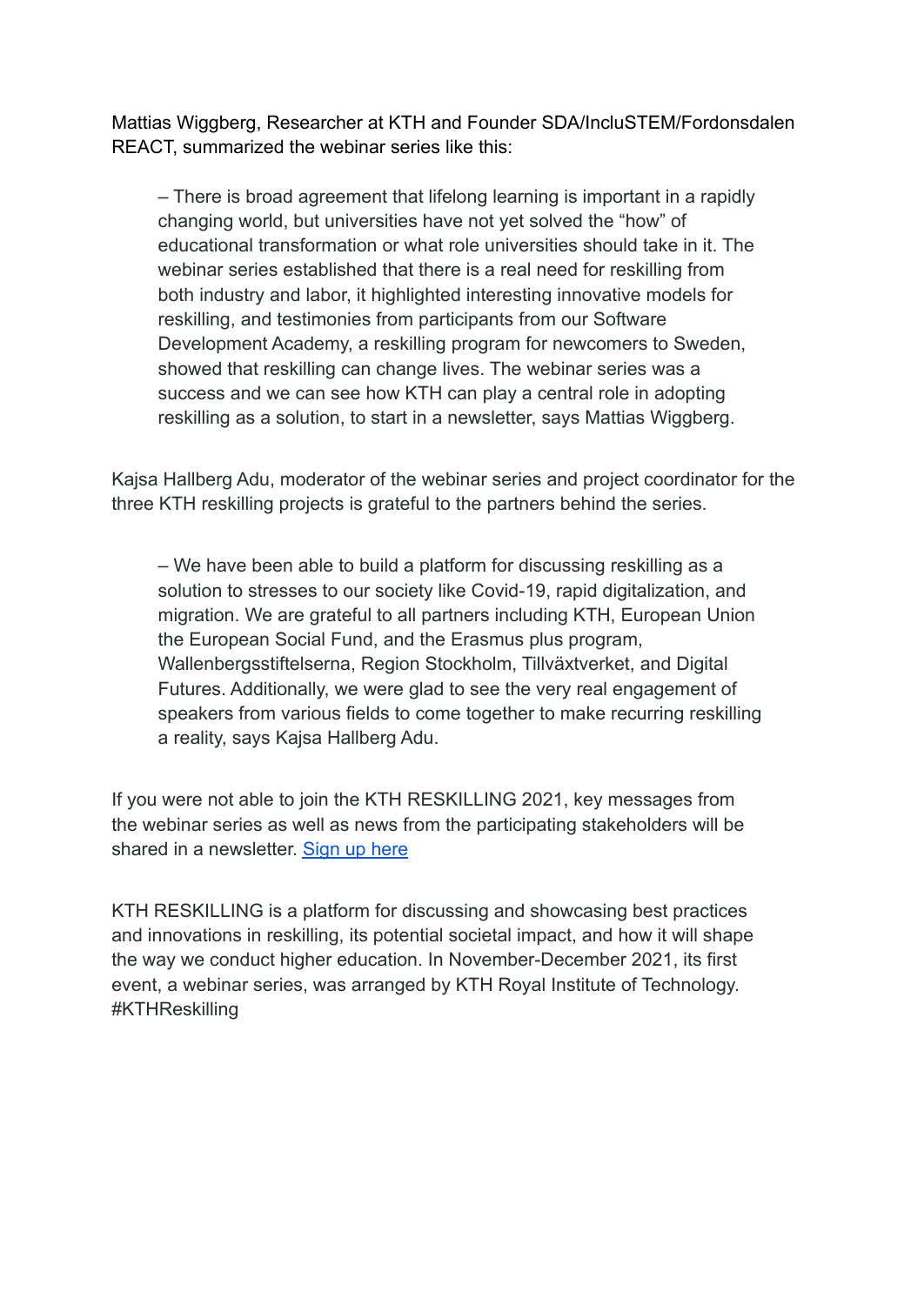Mattias Wiggberg, Researcher at KTH and Founder SDA/IncluSTEM/Fordonsdalen REACT, summarized the webinar series like this:

> – There is broad agreement that lifelong learning is important in a rapidly changing world, but universities have not yet solved the "how" of educational transformation or what role universities should take in it. The webinar series established that there is a real need for reskilling from both industry and labor, it highlighted interesting innovative models for reskilling, and testimonies from participants from our Software Development Academy, a reskilling program for newcomers to Sweden, showed that reskilling can change lives. The webinar series was a success and we can see how KTH can play a central role in adopting reskilling as a solution, to start in a newsletter, says Mattias Wiggberg.

Kajsa Hallberg Adu, moderator of the webinar series and project coordinator for the three KTH reskilling projects is grateful to the partners behind the series.

> – We have been able to build a platform for discussing reskilling as a solution to stresses to our society like Covid-19, rapid digitalization, and migration. We are grateful to all partners including KTH, European Union the European Social Fund, and the Erasmus plus program, Wallenbergsstiftelserna, Region Stockholm, Tillväxtverket, and Digital Futures. Additionally, we were glad to see the very real engagement of speakers from various fields to come together to make recurring reskilling a reality, says Kajsa Hallberg Adu.

If you were not able to join the KTH RESKILLING 2021, key messages from the webinar series as well as news from the participating stakeholders will be shared in a newsletter. Sign up here

KTH RESKILLING is a platform for discussing and showcasing best practices and innovations in reskilling, its potential societal impact, and how it will shape the way we conduct higher education. In November-December 2021, its first event, a webinar series, was arranged by KTH Royal Institute of Technology. #KTHReskilling